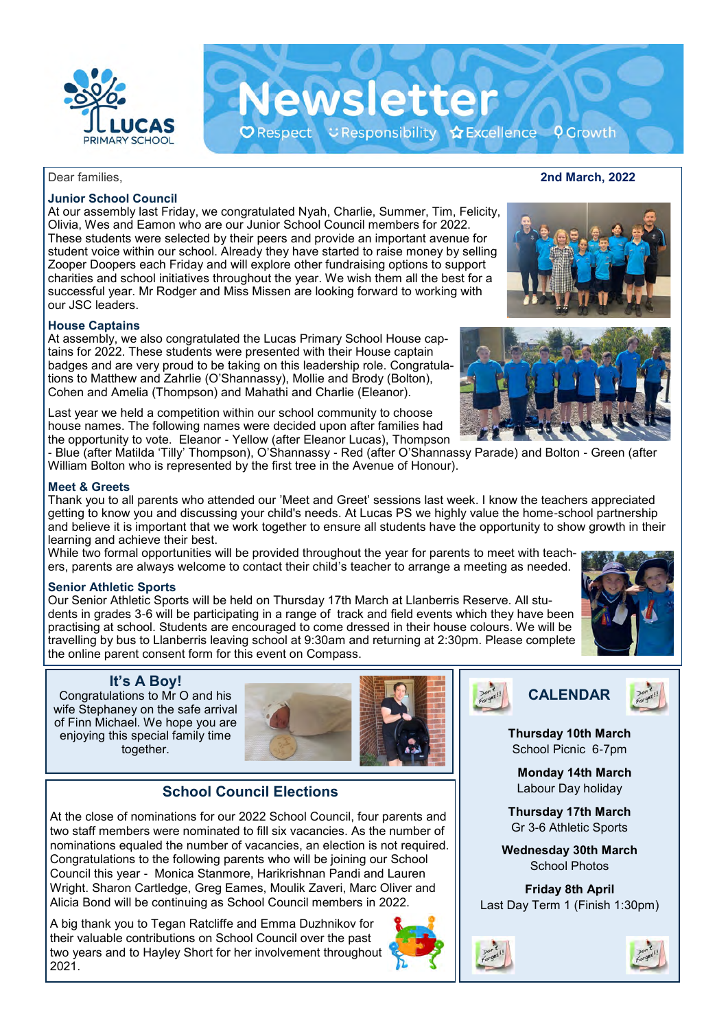# Newsletter

Respect · Responsibility · Excellence · Growth

Lucas Primary School

Dear families,

**2nd March, 2022**

### Junior School Council

At our assembly last Friday, we congratulated Nyah, Charlie, Summer, Tim, Felicity, Olivia, Wes and Eamon who are our Junior School Council members for 2022. These students were selected by their peers and provide an important avenue for student voice within our school. Already they have started to raise money by selling Zooper Doopers each Friday and will explore other fundraising options to support charities and school initiatives throughout the year. We wish them all the best for a successful year. Mr Rodger and Miss Missen are looking forward to working with our JSC leaders.

### House Captains

At assembly, we also congratulated the Lucas Primary School House captains for 2022. These students were presented with their House captain badges and are very proud to be taking on this leadership role. Congratulations to Matthew and Zahrlie (O'Shannassy), Mollie and Brody (Bolton), Cohen and Amelia (Thompson) and Mahathi and Charlie (Eleanor).

Last year we held a competition within our school community to choose house names. The following names were decided upon after families had the opportunity to vote. Eleanor - Yellow (after Eleanor Lucas), Thompson - Blue (after Matilda 'Tilly' Thompson), O'Shannassy - Red (after O'Shannassy Parade) and Bolton - Green (after William Bolton who is represented by the first tree in the Avenue of Honour).

### Meet & Greets

Thank you to all parents who attended our 'Meet and Greet' sessions last week. I know the teachers appreciated getting to know you and discussing your child's needs. At Lucas PS we highly value the home-school partnership and believe it is important that we work together to ensure all students have the opportunity to show growth in their learning and achieve their best.

While two formal opportunities will be provided throughout the year for parents to meet with teachers, parents are always welcome to contact their child's teacher to arrange a meeting as needed.

### Senior Athletic Sports

Our Senior Athletic Sports will be held on Thursday 17th March at Llanberris Reserve. All students in grades 3-6 will be participating in a range of track and field events which they have been practising at school. Students are encouraged to come dressed in their house colours. We will be travelling by bus to Llanberris leaving school at 9:30am and returning at 2:30pm. Please complete the online parent consent form for this event on Compass.

### It's A Boy!

Congratulations to Mr O and his wife Stephaney on the safe arrival of Finn Michael. We hope you are enjoying this special family time together.

### School Council Elections

At the close of nominations for our 2022 School Council, four parents and two staff members were nominated to fill six vacancies. As the number of nominations equaled the number of vacancies, an election is not required. Congratulations to the following parents who will be joining our School Council this year - Monica Stanmore, Harikrishnan Pandi and Lauren Wright. Sharon Cartledge, Greg Eames, Moulik Zaveri, Marc Oliver and Alicia Bond will be continuing as School Council members in 2022.

A big thank you to Tegan Ratcliffe and Emma Duzhnikov for their valuable contributions on School Council over the past two years and to Hayley Short for her involvement throughout 2021.

### CALENDAR

**Thursday 10th March**
School Picnic 6-7pm

**Monday 14th March**
Labour Day holiday

**Thursday 17th March**
Gr 3-6 Athletic Sports

**Wednesday 30th March**
School Photos

**Friday 8th April**
Last Day Term 1 (Finish 1:30pm)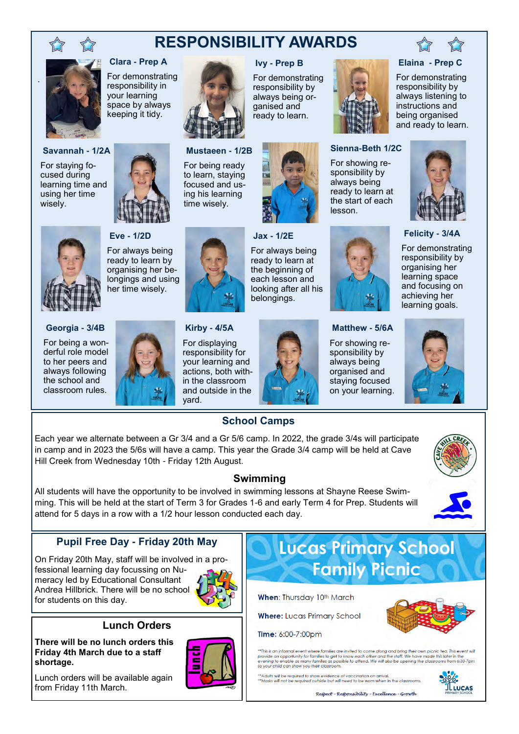# RESPONSIBILITY AWARDS

**Clara - Prep A**

For demonstrating responsibility in your learning space by always keeping it tidy.

**Ivy - Prep B**

For demonstrating responsibility by always being organised and ready to learn.

**Elaina - Prep C**

For demonstrating responsibility by always listening to instructions and being organised and ready to learn.

**Savannah - 1/2A**

For staying focused during learning time and using her time wisely.

**Mustaeen - 1/2B**

For being ready to learn, staying focused and using his learning time wisely.

**Sienna-Beth 1/2C**

For showing responsibility by always being ready to learn at the start of each lesson.

**Eve - 1/2D**

For always being ready to learn by organising her belongings and using her time wisely.

**Jax - 1/2E**

For always being ready to learn at the beginning of each lesson and looking after all his belongings.

**Felicity - 3/4A**

For demonstrating responsibility by organising her learning space and focusing on achieving her learning goals.

**Georgia - 3/4B**

For being a wonderful role model to her peers and always following the school and classroom rules.

**Kirby - 4/5A**

For displaying responsibility for your learning and actions, both within the classroom and outside in the yard.

**Matthew - 5/6A**

For showing responsibility by always being organised and staying focused on your learning.

## School Camps

Each year we alternate between a Gr 3/4 and a Gr 5/6 camp. In 2022, the grade 3/4s will participate in camp and in 2023 the 5/6s will have a camp. This year the Grade 3/4 camp will be held at Cave Hill Creek from Wednesday 10th - Friday 12th August.

## Swimming

All students will have the opportunity to be involved in swimming lessons at Shayne Reese Swimming. This will be held at the start of Term 3 for Grades 1-6 and early Term 4 for Prep. Students will attend for 5 days in a row with a 1/2 hour lesson conducted each day.

## Pupil Free Day - Friday 20th May

On Friday 20th May, staff will be involved in a professional learning day focussing on Numeracy led by Educational Consultant Andrea Hillbrick. There will be no school for students on this day.

## Lunch Orders

**There will be no lunch orders this Friday 4th March due to a staff shortage.**

Lunch orders will be available again from Friday 11th March.

## Lucas Primary School Family Picnic

**When**: Thursday 10th March

**Where:** Lucas Primary School

**Time:** 6:00-7:00pm

*This is an informal event where families are invited to come along and bring their own picnic tea. This event will provide an opportunity for families to get to know each other and the staff. We have made this later in the evening to enable as many families as possible to attend. We will also be opening the classrooms from 6:30-7pm so your child can show you their classroom.

**Adults will be required to show evidence of vaccination on arrival.
**Masks will not be required outside but will need to be worn when in the classrooms.

*Respect - Responsibility - Excellence - Growth*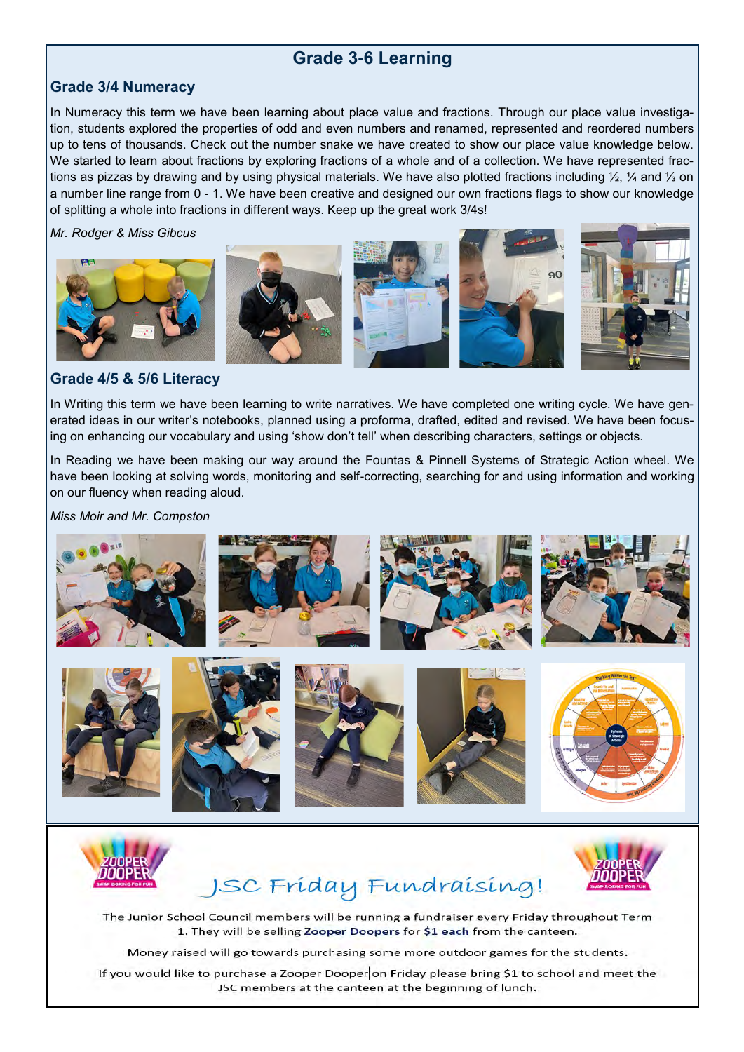# Grade 3-6 Learning

## Grade 3/4 Numeracy

In Numeracy this term we have been learning about place value and fractions. Through our place value investigation, students explored the properties of odd and even numbers and renamed, represented and reordered numbers up to tens of thousands. Check out the number snake we have created to show our place value knowledge below. We started to learn about fractions by exploring fractions of a whole and of a collection. We have represented fractions as pizzas by drawing and by using physical materials. We have also plotted fractions including ½, ¼ and ⅓ on a number line range from 0 - 1. We have been creative and designed our own fractions flags to show our knowledge of splitting a whole into fractions in different ways. Keep up the great work 3/4s!

*Mr. Rodger & Miss Gibcus*

## Grade 4/5 & 5/6 Literacy

In Writing this term we have been learning to write narratives. We have completed one writing cycle. We have generated ideas in our writer's notebooks, planned using a proforma, drafted, edited and revised. We have been focusing on enhancing our vocabulary and using 'show don't tell' when describing characters, settings or objects.

In Reading we have been making our way around the Fountas & Pinnell Systems of Strategic Action wheel. We have been looking at solving words, monitoring and self-correcting, searching for and using information and working on our fluency when reading aloud.

*Miss Moir and Mr. Compston*

## JSC Friday Fundraising!

The Junior School Council members will be running a fundraiser every Friday throughout Term 1. They will be selling **Zooper Doopers** for **$1 each** from the canteen.

Money raised will go towards purchasing some more outdoor games for the students.

If you would like to purchase a Zooper Dooper on Friday please bring $1 to school and meet the JSC members at the canteen at the beginning of lunch.